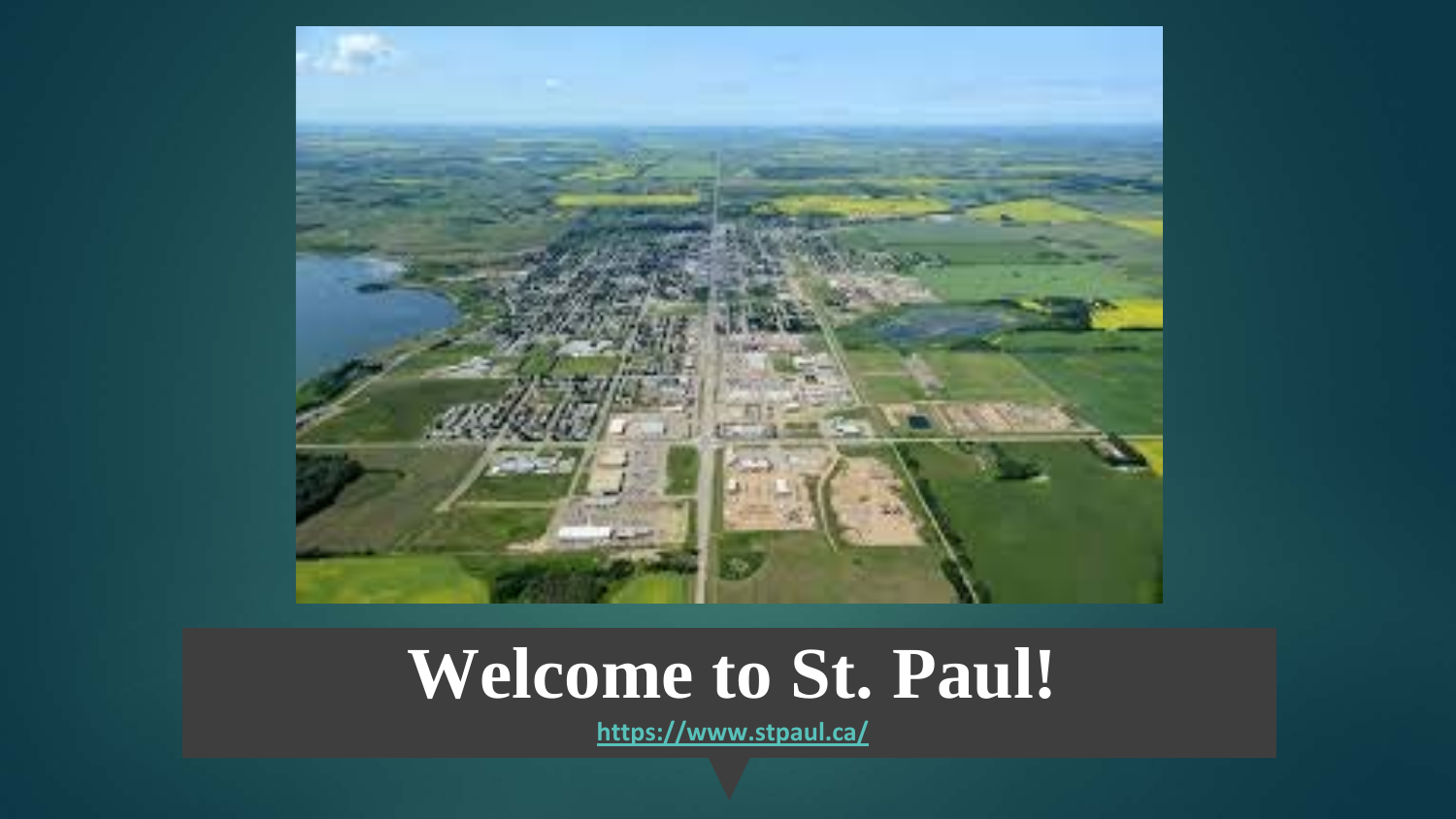# Welcome to St. Paul!

https://www.stpaul.ca/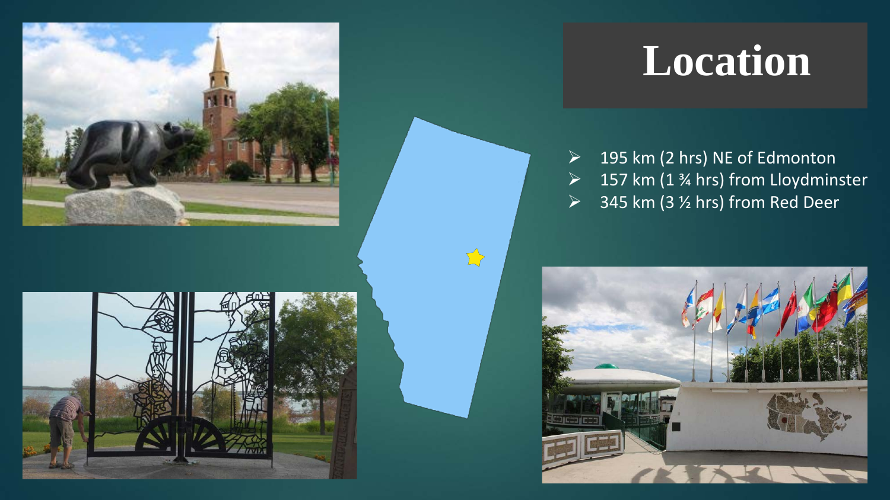# Location

- 195 km (2 hrs) NE of Edmonton
- 157 km (1 ¾ hrs) from Lloydminster
- 345 km (3 ½ hrs) from Red Deer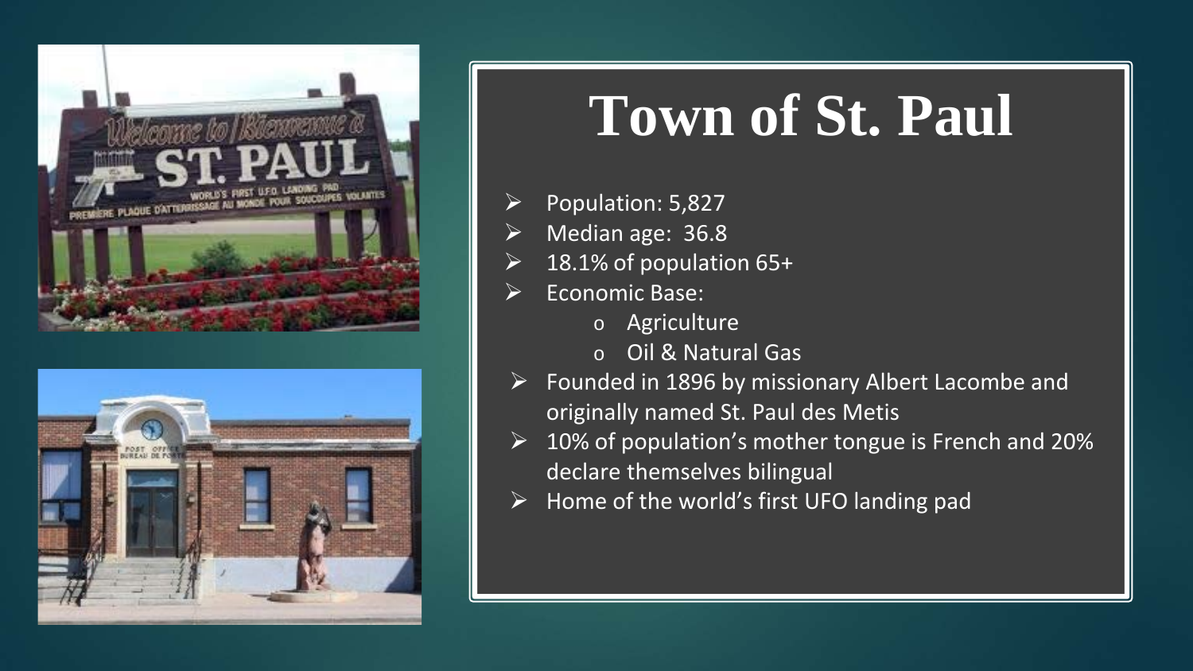# Town of St. Paul

- Population: 5,827
- Median age: 36.8
- 18.1% of population 65+
- Economic Base:
  - Agriculture
  - Oil & Natural Gas
- Founded in 1896 by missionary Albert Lacombe and originally named St. Paul des Metis
- 10% of population's mother tongue is French and 20% declare themselves bilingual
- Home of the world's first UFO landing pad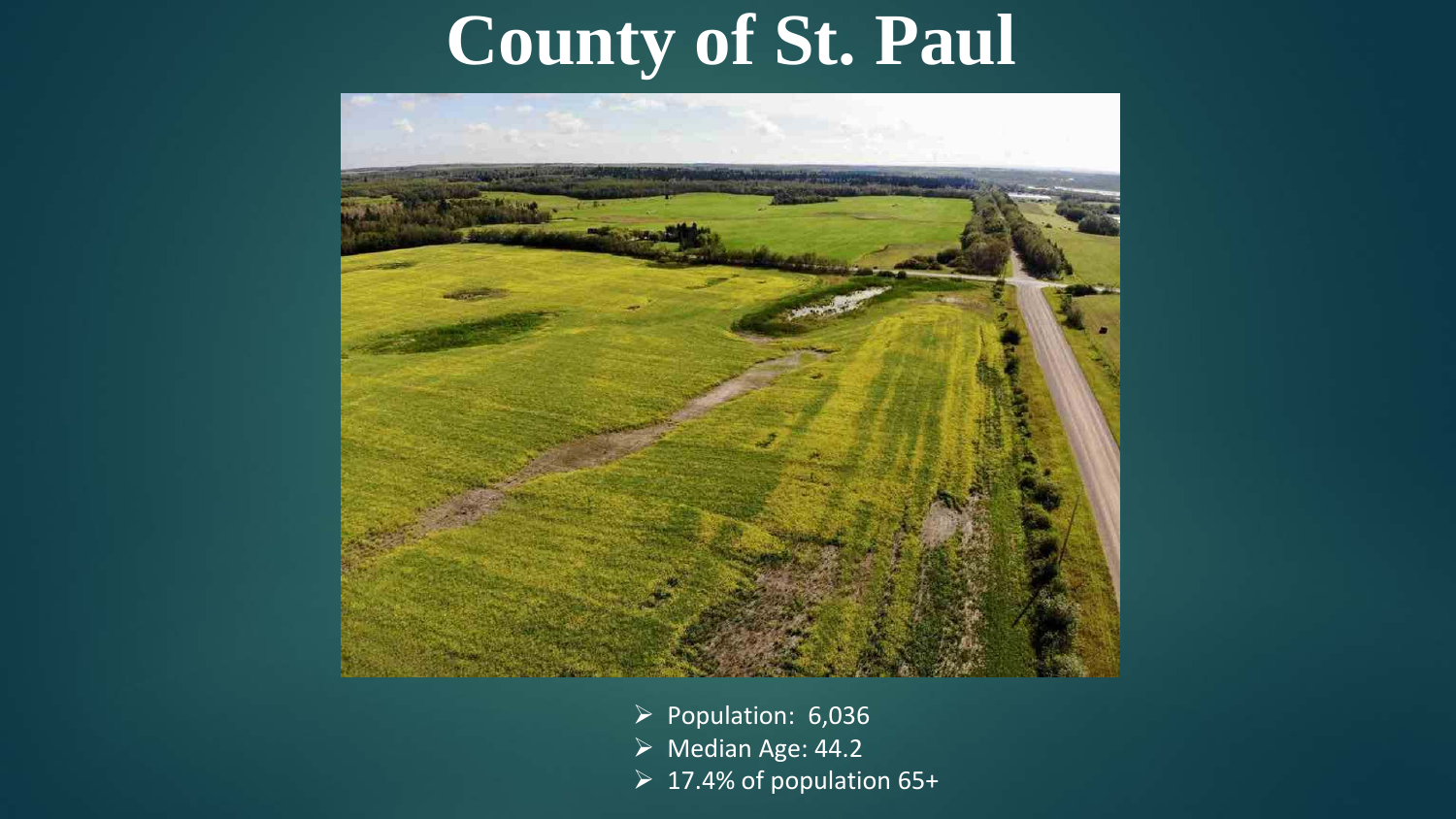# County of St. Paul

- Population: 6,036
- Median Age: 44.2
- 17.4% of population 65+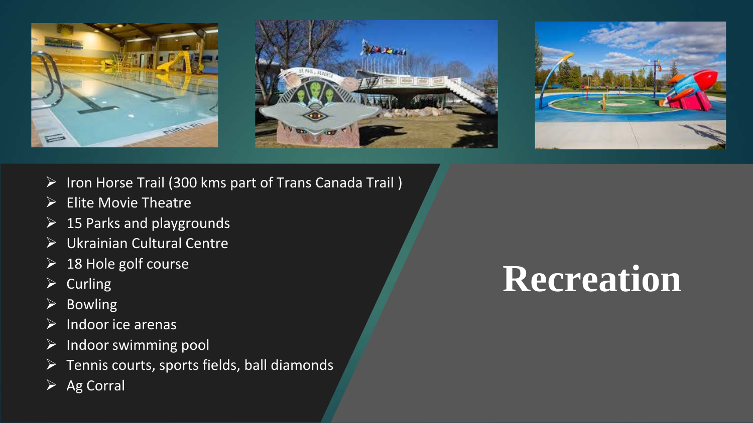# Recreation

- Iron Horse Trail (300 kms part of Trans Canada Trail )
- Elite Movie Theatre
- 15 Parks and playgrounds
- Ukrainian Cultural Centre
- 18 Hole golf course
- Curling
- Bowling
- Indoor ice arenas
- Indoor swimming pool
- Tennis courts, sports fields, ball diamonds
- Ag Corral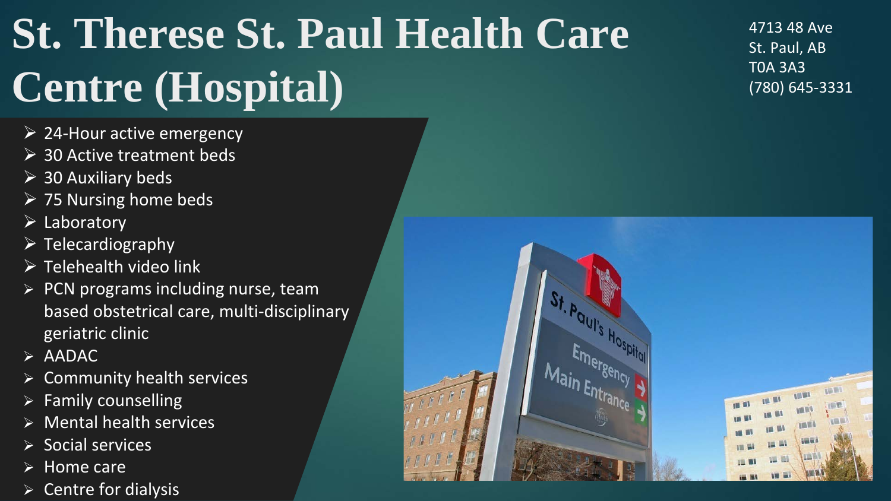# St. Therese St. Paul Health Care Centre (Hospital)

4713 48 Ave
St. Paul, AB
T0A 3A3
(780) 645-3331

- 24-Hour active emergency
- 30 Active treatment beds
- 30 Auxiliary beds
- 75 Nursing home beds
- Laboratory
- Telecardiography
- Telehealth video link
- PCN programs including nurse, team based obstetrical care, multi-disciplinary geriatric clinic
- AADAC
- Community health services
- Family counselling
- Mental health services
- Social services
- Home care
- Centre for dialysis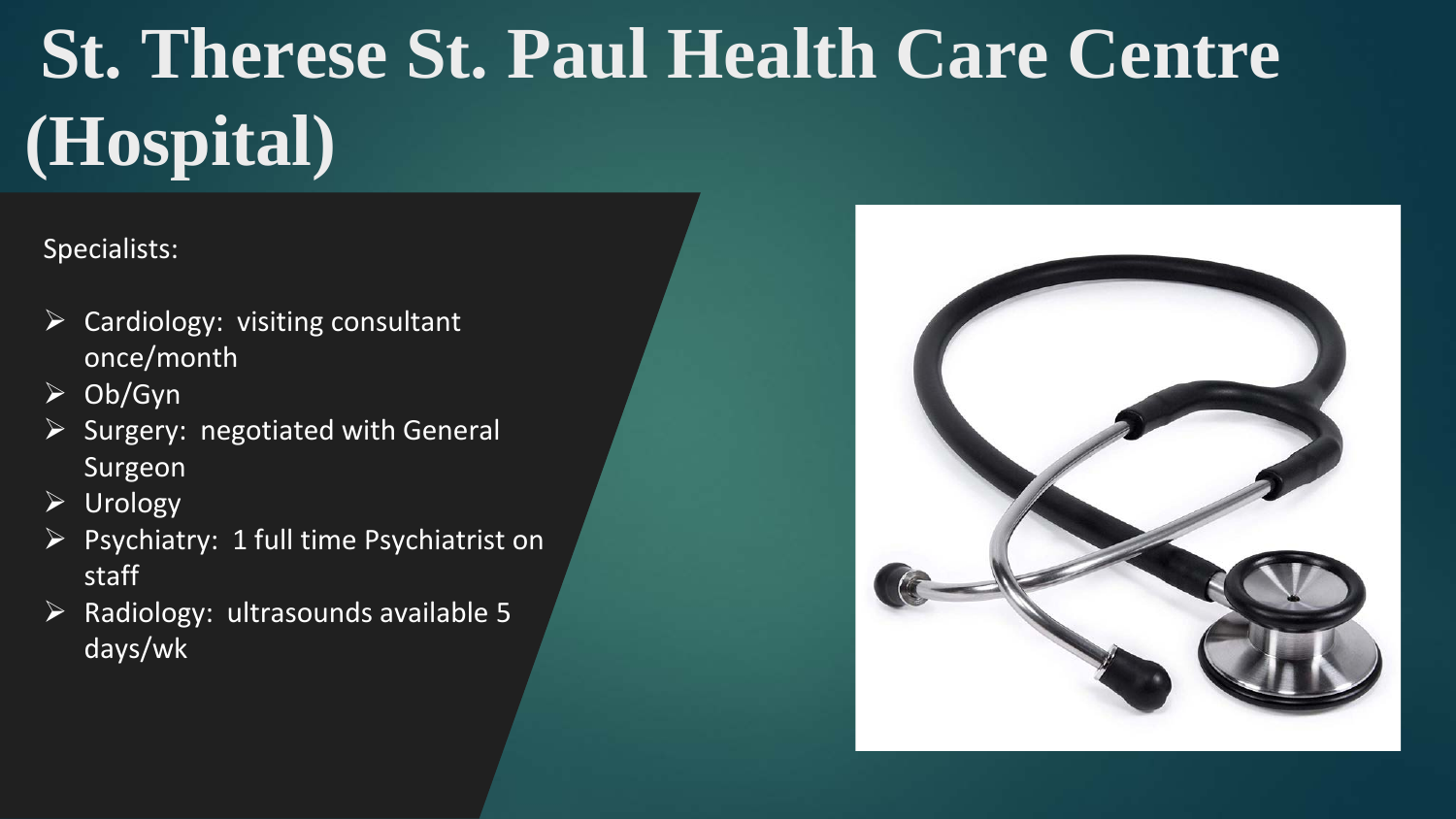# St. Therese St. Paul Health Care Centre (Hospital)

Specialists:

- Cardiology: visiting consultant once/month
- Ob/Gyn
- Surgery: negotiated with General Surgeon
- Urology
- Psychiatry: 1 full time Psychiatrist on staff
- Radiology: ultrasounds available 5 days/wk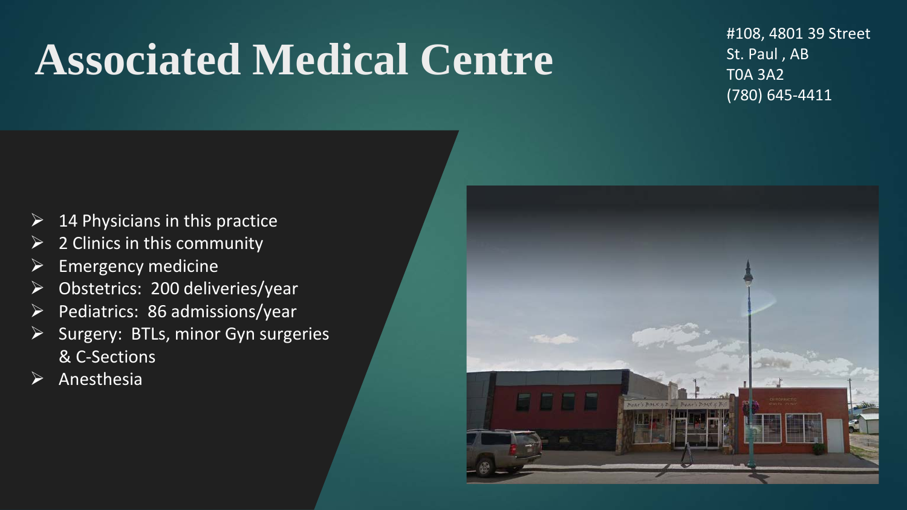# Associated Medical Centre

#108, 4801 39 Street
St. Paul , AB
T0A 3A2
(780) 645-4411

- 14 Physicians in this practice
- 2 Clinics in this community
- Emergency medicine
- Obstetrics: 200 deliveries/year
- Pediatrics: 86 admissions/year
- Surgery: BTLs, minor Gyn surgeries & C-Sections
- Anesthesia